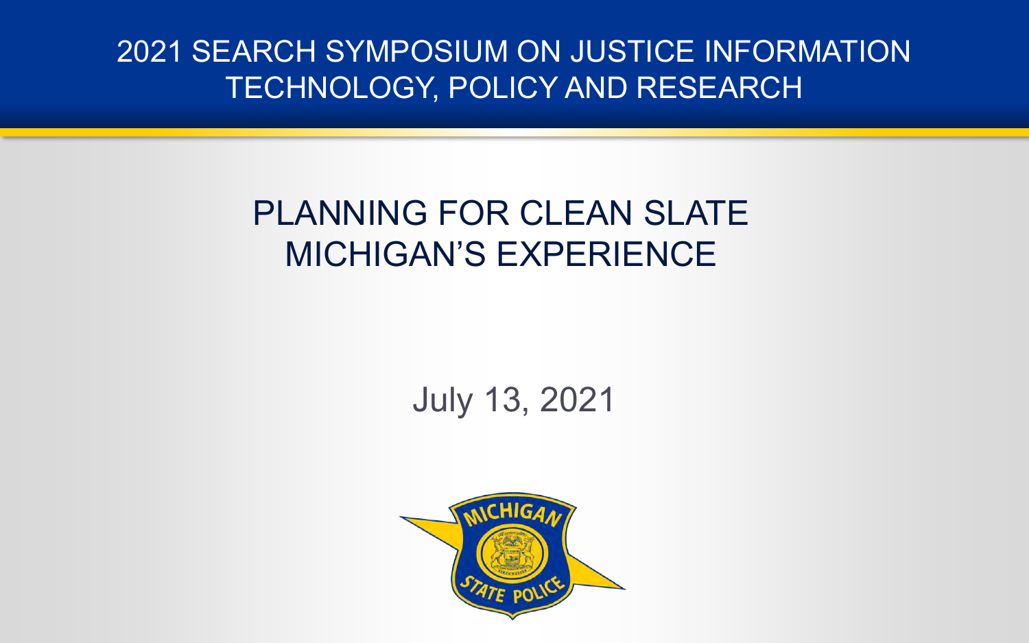2021 SEARCH SYMPOSIUM ON JUSTICE INFORMATION TECHNOLOGY, POLICY AND RESEARCH

# PLANNING FOR CLEAN SLATE MICHIGAN'S EXPERIENCE

July 13, 2021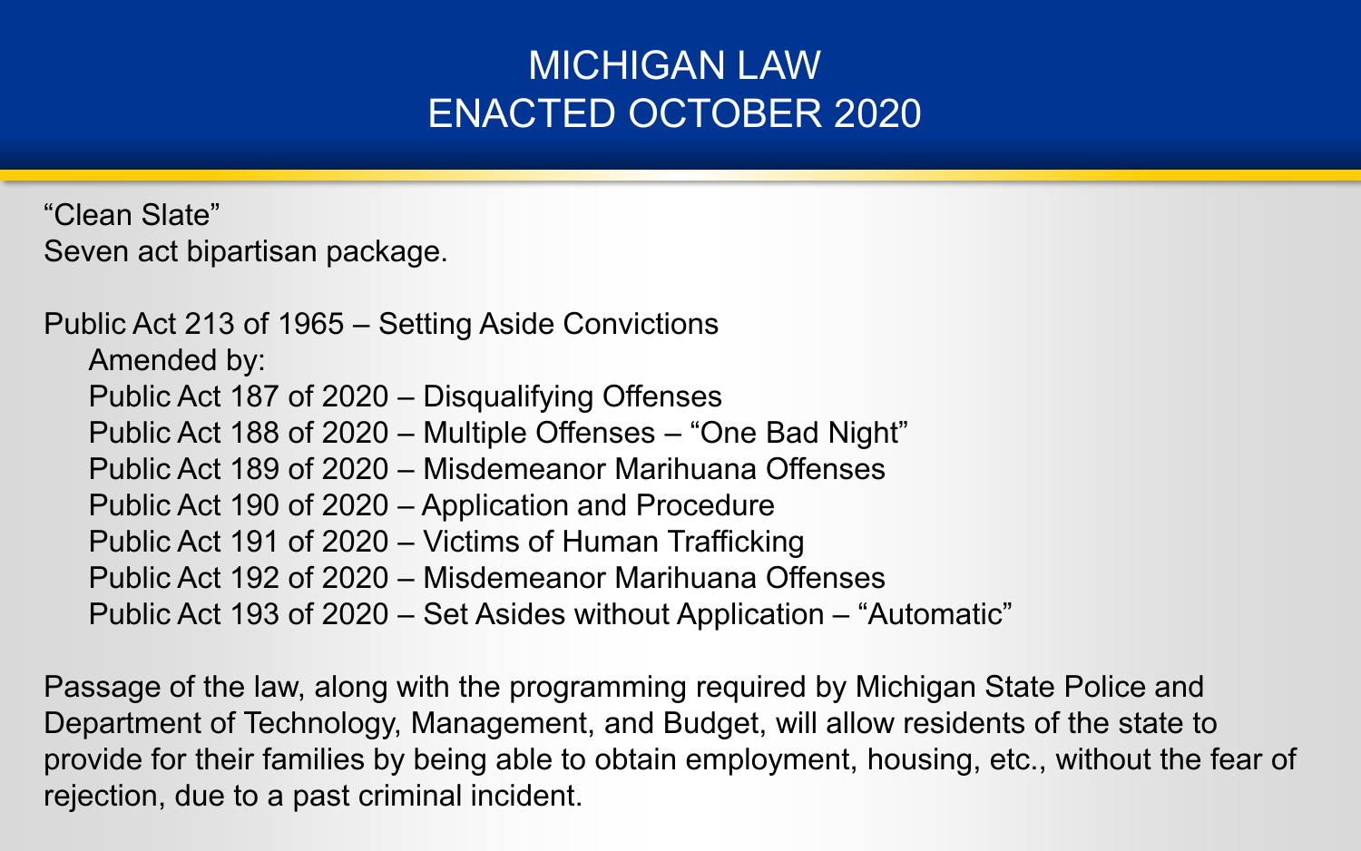# MICHIGAN LAW
# ENACTED OCTOBER 2020

"Clean Slate"
Seven act bipartisan package.

Public Act 213 of 1965 – Setting Aside Convictions

- Amended by:
- Public Act 187 of 2020 – Disqualifying Offenses
- Public Act 188 of 2020 – Multiple Offenses – "One Bad Night"
- Public Act 189 of 2020 – Misdemeanor Marihuana Offenses
- Public Act 190 of 2020 – Application and Procedure
- Public Act 191 of 2020 – Victims of Human Trafficking
- Public Act 192 of 2020 – Misdemeanor Marihuana Offenses
- Public Act 193 of 2020 – Set Asides without Application – "Automatic"

Passage of the law, along with the programming required by Michigan State Police and Department of Technology, Management, and Budget, will allow residents of the state to provide for their families by being able to obtain employment, housing, etc., without the fear of rejection, due to a past criminal incident.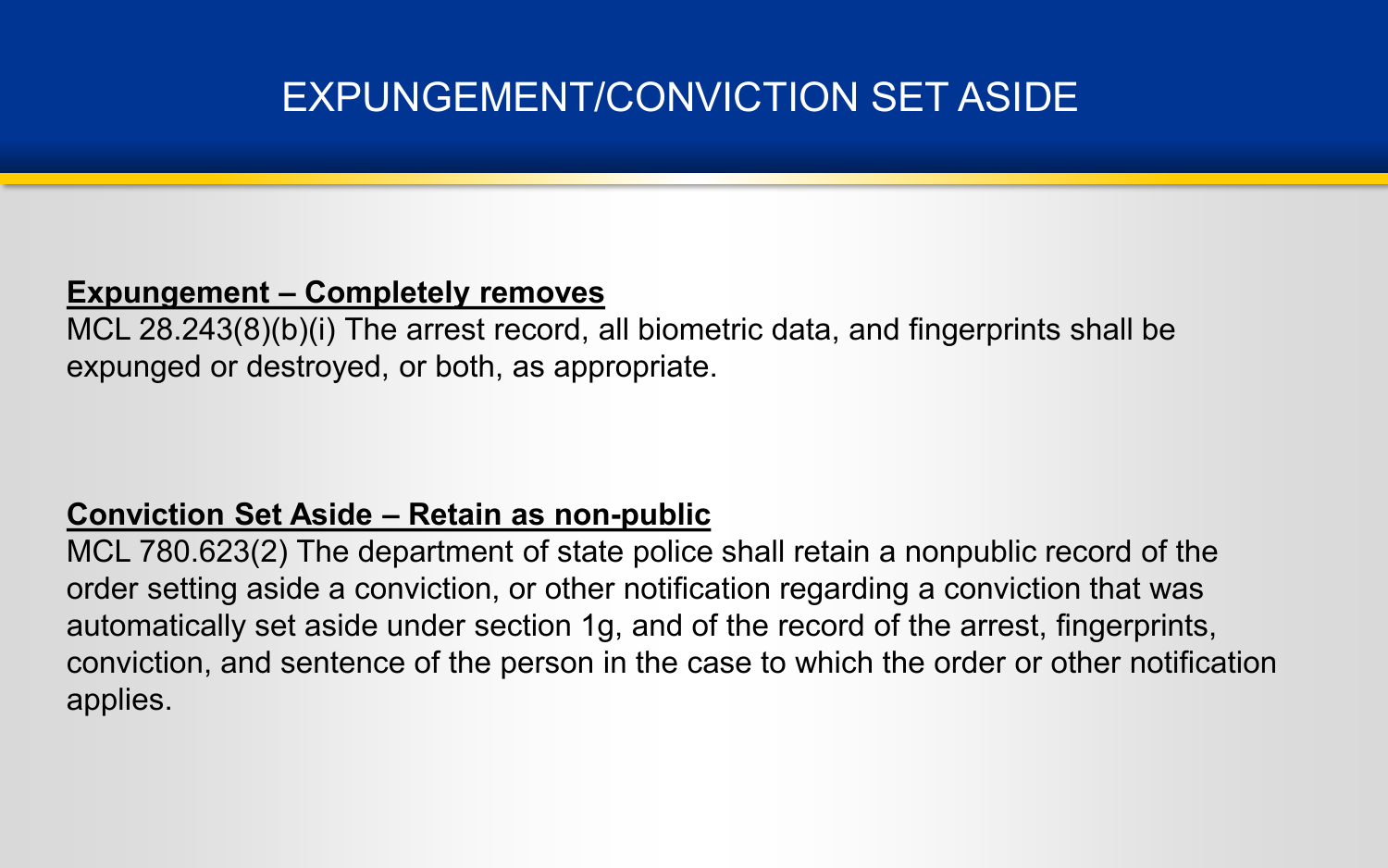# EXPUNGEMENT/CONVICTION SET ASIDE

**Expungement – Completely removes**

MCL 28.243(8)(b)(i) The arrest record, all biometric data, and fingerprints shall be expunged or destroyed, or both, as appropriate.

**Conviction Set Aside – Retain as non-public**

MCL 780.623(2) The department of state police shall retain a nonpublic record of the order setting aside a conviction, or other notification regarding a conviction that was automatically set aside under section 1g, and of the record of the arrest, fingerprints, conviction, and sentence of the person in the case to which the order or other notification applies.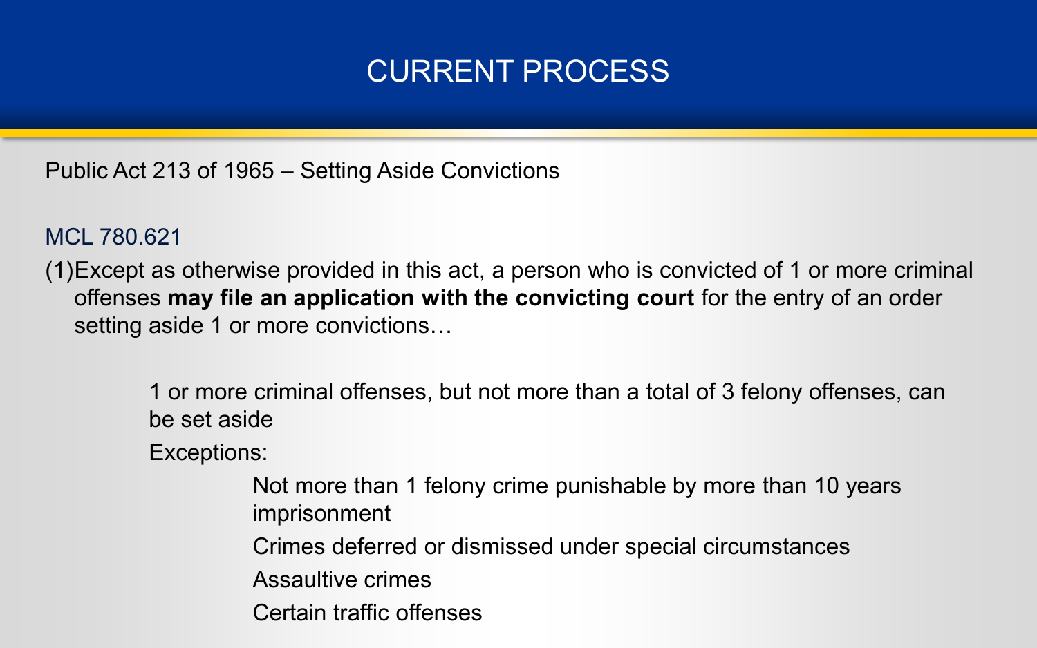# CURRENT PROCESS

Public Act 213 of 1965 – Setting Aside Convictions

MCL 780.621

(1) Except as otherwise provided in this act, a person who is convicted of 1 or more criminal offenses **may file an application with the convicting court** for the entry of an order setting aside 1 or more convictions…

- 1 or more criminal offenses, but not more than a total of 3 felony offenses, can be set aside
- Exceptions:
  - Not more than 1 felony crime punishable by more than 10 years imprisonment
  - Crimes deferred or dismissed under special circumstances
  - Assaultive crimes
  - Certain traffic offenses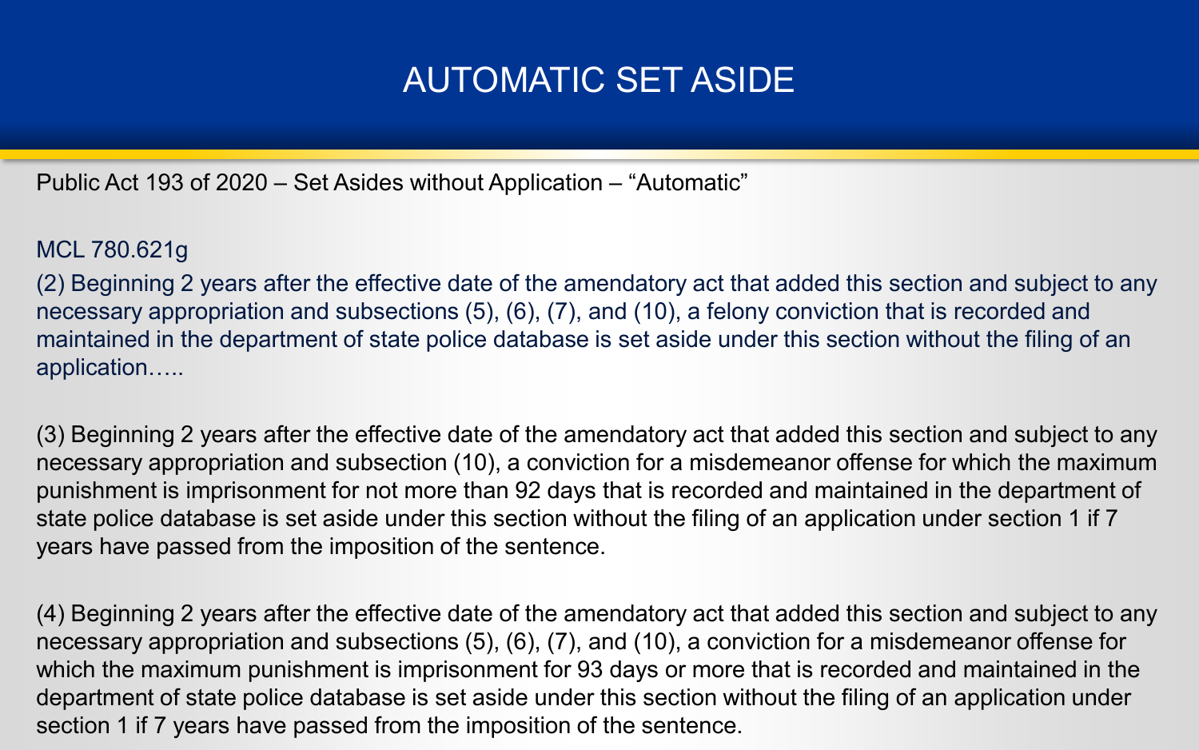# AUTOMATIC SET ASIDE

Public Act 193 of 2020 – Set Asides without Application – "Automatic"

MCL 780.621g

(2) Beginning 2 years after the effective date of the amendatory act that added this section and subject to any necessary appropriation and subsections (5), (6), (7), and (10), a felony conviction that is recorded and maintained in the department of state police database is set aside under this section without the filing of an application…..

(3) Beginning 2 years after the effective date of the amendatory act that added this section and subject to any necessary appropriation and subsection (10), a conviction for a misdemeanor offense for which the maximum punishment is imprisonment for not more than 92 days that is recorded and maintained in the department of state police database is set aside under this section without the filing of an application under section 1 if 7 years have passed from the imposition of the sentence.

(4) Beginning 2 years after the effective date of the amendatory act that added this section and subject to any necessary appropriation and subsections (5), (6), (7), and (10), a conviction for a misdemeanor offense for which the maximum punishment is imprisonment for 93 days or more that is recorded and maintained in the department of state police database is set aside under this section without the filing of an application under section 1 if 7 years have passed from the imposition of the sentence.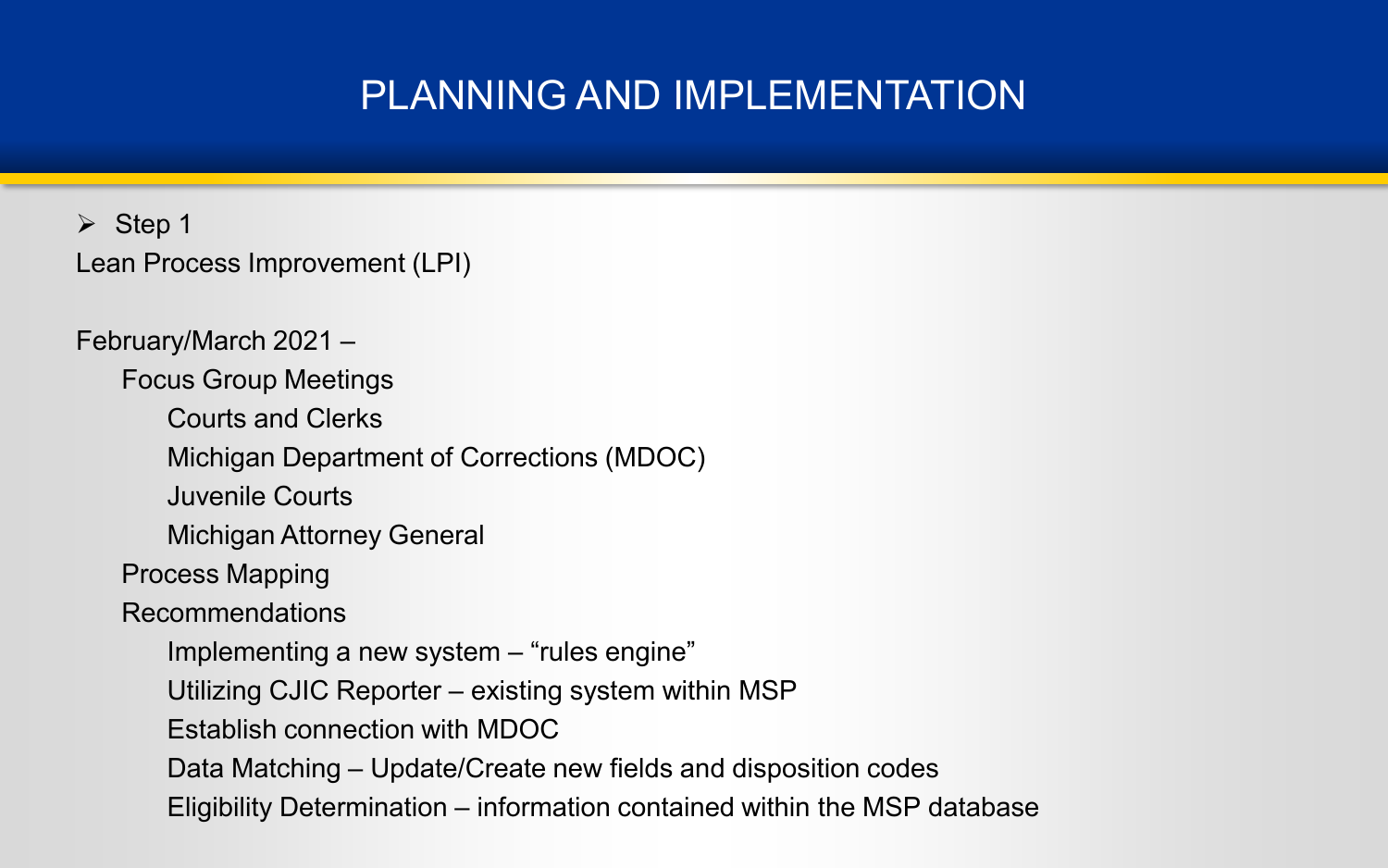# PLANNING AND IMPLEMENTATION

- Step 1

Lean Process Improvement (LPI)

February/March 2021 –

- Focus Group Meetings
  - Courts and Clerks
  - Michigan Department of Corrections (MDOC)
  - Juvenile Courts
  - Michigan Attorney General
- Process Mapping
- Recommendations
  - Implementing a new system – "rules engine"
  - Utilizing CJIC Reporter – existing system within MSP
  - Establish connection with MDOC
  - Data Matching – Update/Create new fields and disposition codes
  - Eligibility Determination – information contained within the MSP database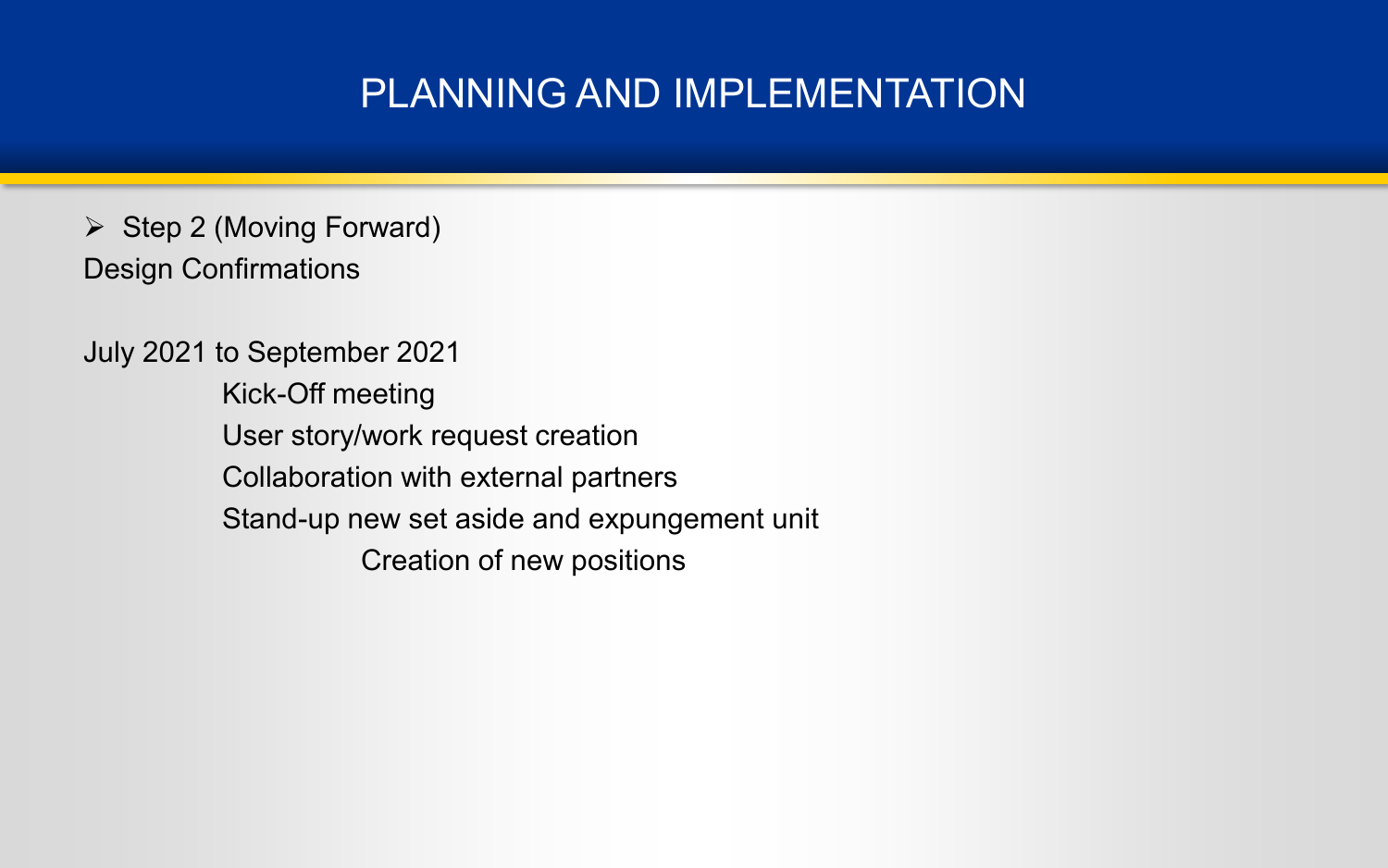# PLANNING AND IMPLEMENTATION

- Step 2 (Moving Forward)

Design Confirmations

July 2021 to September 2021

- Kick-Off meeting
- User story/work request creation
- Collaboration with external partners
- Stand-up new set aside and expungement unit
  - Creation of new positions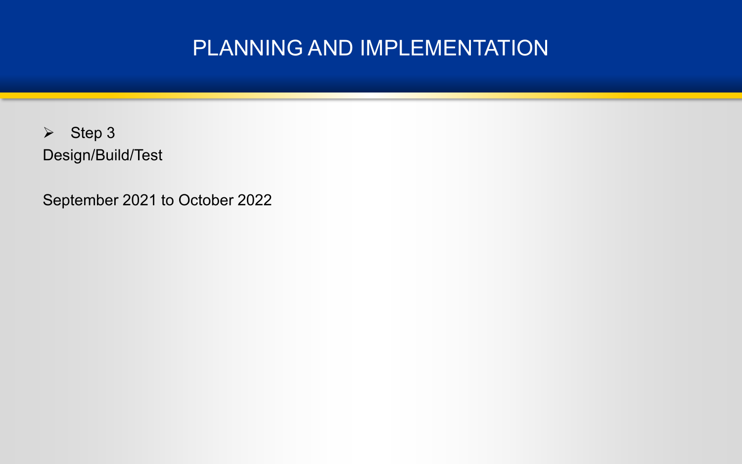# PLANNING AND IMPLEMENTATION

- Step 3

Design/Build/Test

September 2021 to October 2022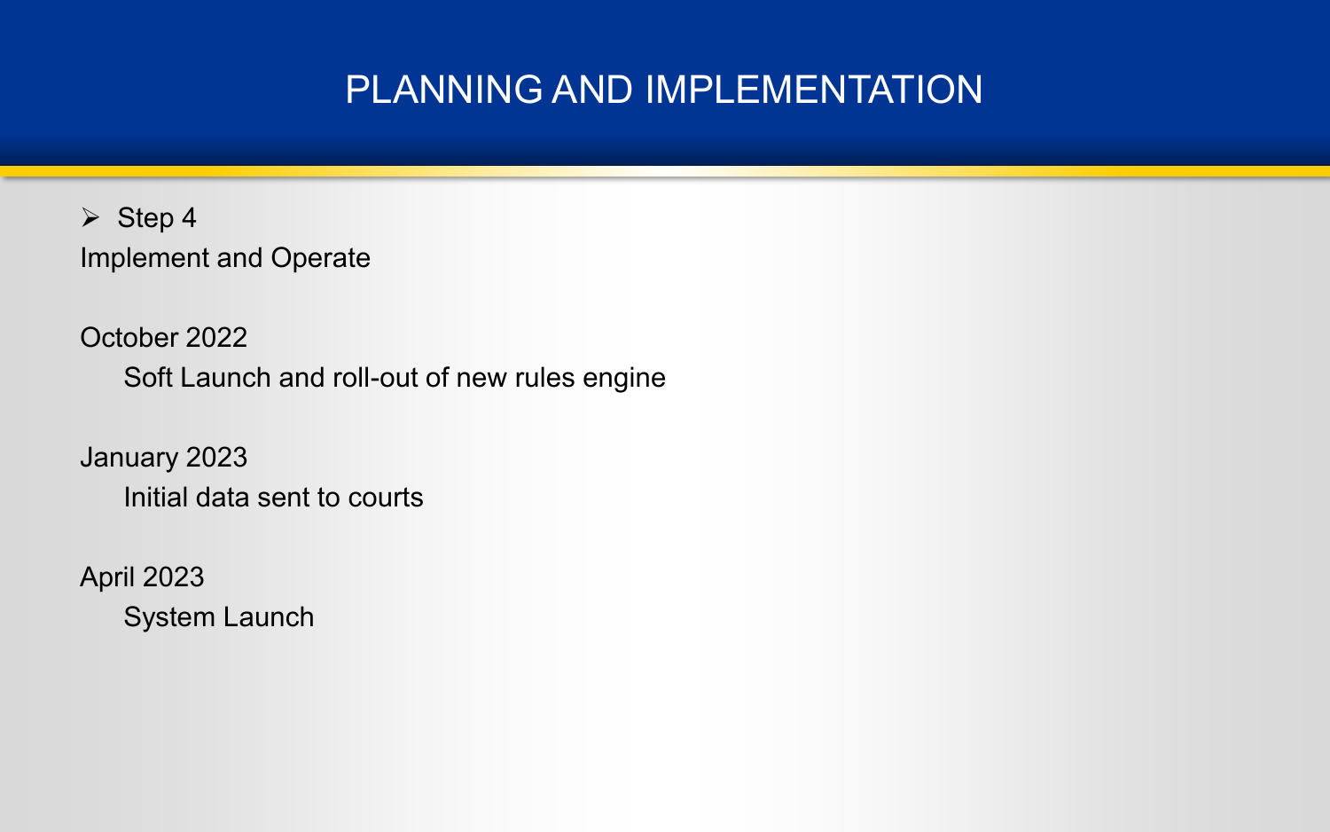# PLANNING AND IMPLEMENTATION

- Step 4

Implement and Operate

October 2022

Soft Launch and roll-out of new rules engine

January 2023

Initial data sent to courts

April 2023

System Launch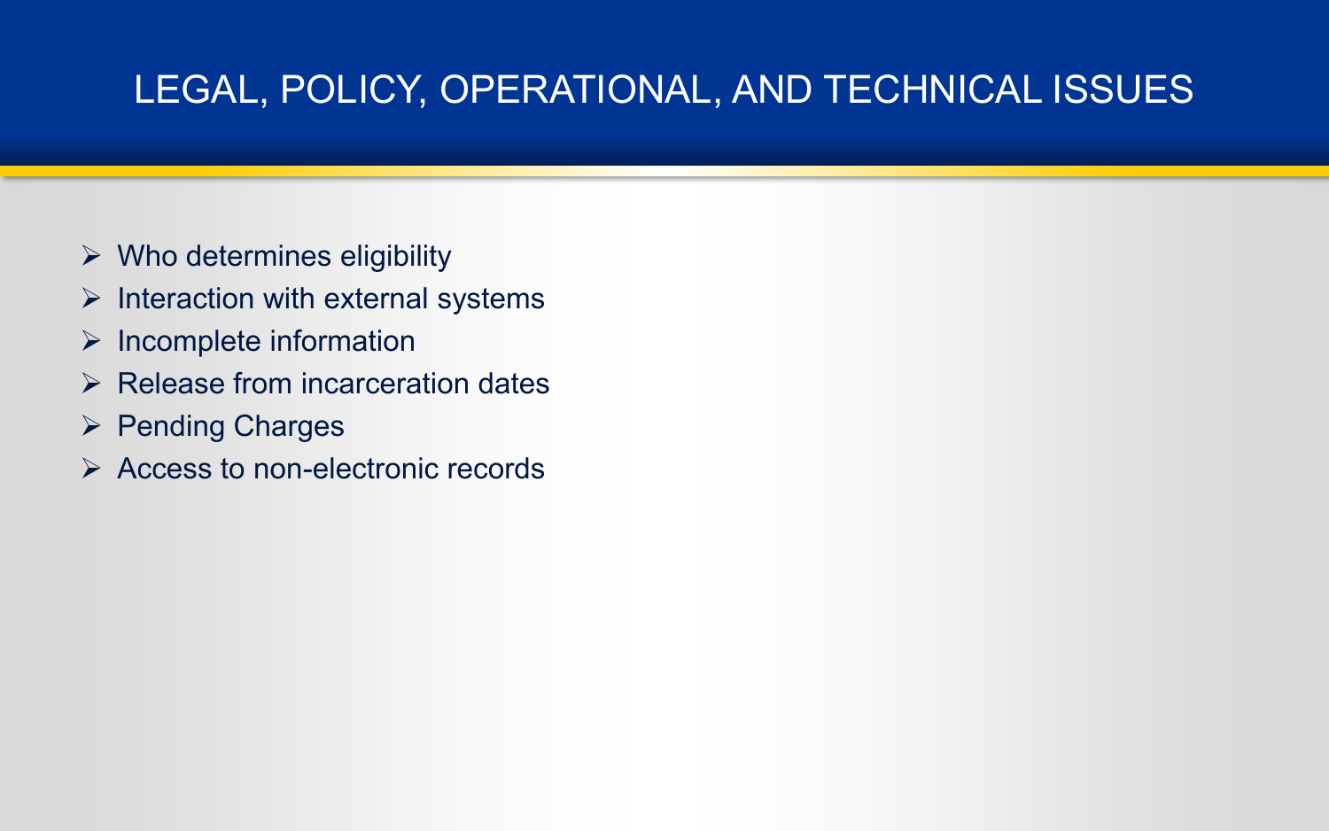# LEGAL, POLICY, OPERATIONAL, AND TECHNICAL ISSUES

- Who determines eligibility
- Interaction with external systems
- Incomplete information
- Release from incarceration dates
- Pending Charges
- Access to non-electronic records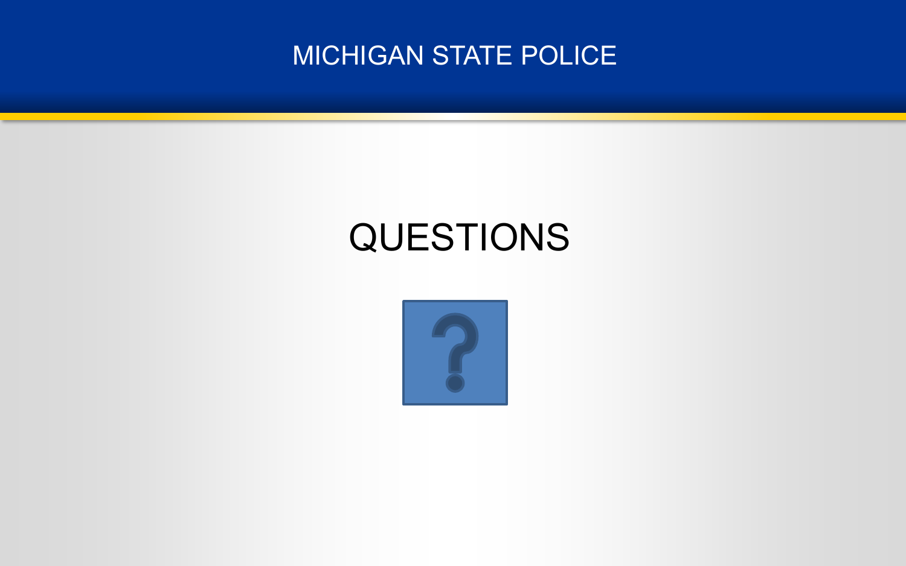# QUESTIONS